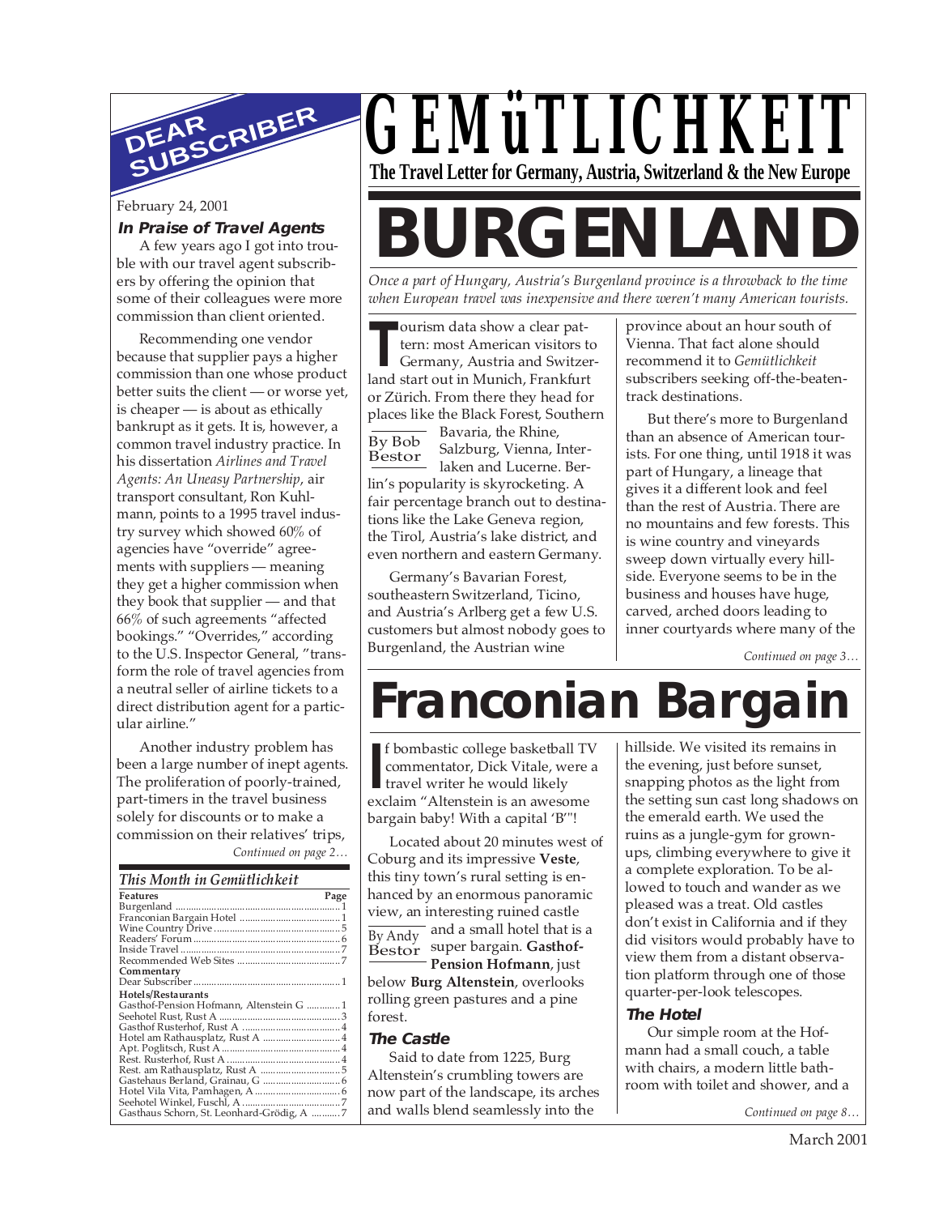# GEMüTLICHKEIT

**The Travel Letter for Germany, Austria, Switzerland & the New Europe**

# BURGENLAND

*Once a part of Hungary, Austria's Burgenland province is a throwback to the time when European travel was inexpensive and there weren't many American tourists.*

By Bob Bestor

Tourism data show a clear pattern: most American visitors to Germany, Austria and Switzerland start out in Munich, Frankfurt or Zürich. From there they head for places like the Black Forest, Southern Bavaria, the Rhine, Salzburg, Vienna, Interlaken and Lucerne. Berlin's popularity is skyrocketing. A fair percentage branch out to destinations like the Lake Geneva region, the Tirol, Austria's lake district, and even northern and eastern Germany.

Germany's Bavarian Forest, southeastern Switzerland, Ticino, and Austria's Arlberg get a few U.S. customers but almost nobody goes to Burgenland, the Austrian wine province about an hour south of Vienna. That fact alone should recommend it to *Gemütlichkeit* subscribers seeking off-the-beaten-track destinations.

But there's more to Burgenland than an absence of American tourists. For one thing, until 1918 it was part of Hungary, a lineage that gives it a different look and feel than the rest of Austria. There are no mountains and few forests. This is wine country and vineyards sweep down virtually every hillside. Everyone seems to be in the business and houses have huge, carved, arched doors leading to inner courtyards where many of the

*Continued on page 3…*

# Franconian Bargain

By Andy Bestor

If bombastic college basketball TV commentator, Dick Vitale, were a travel writer he would likely exclaim "Altenstein is an awesome bargain baby! With a capital 'B'"!

Located about 20 minutes west of Coburg and its impressive **Veste**, this tiny town's rural setting is enhanced by an enormous panoramic view, an interesting ruined castle and a small hotel that is a super bargain. **Gasthof-Pension Hofmann**, just below **Burg Altenstein**, overlooks rolling green pastures and a pine forest.

### The Castle

Said to date from 1225, Burg Altenstein's crumbling towers are now part of the landscape, its arches and walls blend seamlessly into the hillside. We visited its remains in the evening, just before sunset, snapping photos as the light from the setting sun cast long shadows on the emerald earth. We used the ruins as a jungle-gym for grown-ups, climbing everywhere to give it a complete exploration. To be allowed to touch and wander as we pleased was a treat. Old castles don't exist in California and if they did visitors would probably have to view them from a distant observation platform through one of those quarter-per-look telescopes.

### The Hotel

Our simple room at the Hofmann had a small couch, a table with chairs, a modern little bathroom with toilet and shower, and a

*Continued on page 8…*

## DEAR SUBSCRIBER

February 24, 2001

### In Praise of Travel Agents

A few years ago I got into trouble with our travel agent subscribers by offering the opinion that some of their colleagues were more commission than client oriented.

Recommending one vendor because that supplier pays a higher commission than one whose product better suits the client — or worse yet, is cheaper — is about as ethically bankrupt as it gets. It is, however, a common travel industry practice. In his dissertation *Airlines and Travel Agents: An Uneasy Partnership*, air transport consultant, Ron Kuhlmann, points to a 1995 travel industry survey which showed 60% of agencies have "override" agreements with suppliers — meaning they get a higher commission when they book that supplier — and that 66% of such agreements "affected bookings." "Overrides," according to the U.S. Inspector General, "transform the role of travel agencies from a neutral seller of airline tickets to a direct distribution agent for a particular airline."

Another industry problem has been a large number of inept agents. The proliferation of poorly-trained, part-timers in the travel business solely for discounts or to make a commission on their relatives' trips,

*Continued on page 2…*

### This Month in Gemütlichkeit

| Features | Page |
|---|---|
| Burgenland | 1 |
| Franconian Bargain Hotel | 1 |
| Wine Country Drive | 5 |
| Readers' Forum | 6 |
| Inside Travel | 7 |
| Recommended Web Sites | 7 |
| **Commentary** | |
| Dear Subscriber | 1 |
| **Hotels/Restaurants** | |
| Gasthof-Pension Hofmann, Altenstein G | 1 |
| Seehotel Rust, Rust A | 3 |
| Gasthof Rusterhof, Rust A | 4 |
| Hotel am Rathausplatz, Rust A | 4 |
| Apt. Poglitsch, Rust A | 4 |
| Rest. Rusterhof, Rust A | 4 |
| Rest. am Rathausplatz, Rust A | 5 |
| Gastehaus Berland, Grainau, G | 6 |
| Hotel Vila Vita, Pamhagen, A | 6 |
| Seehotel Winkel, Fuschl, A | 7 |
| Gasthaus Schorn, St. Leonhard-Grödig, A | 7 |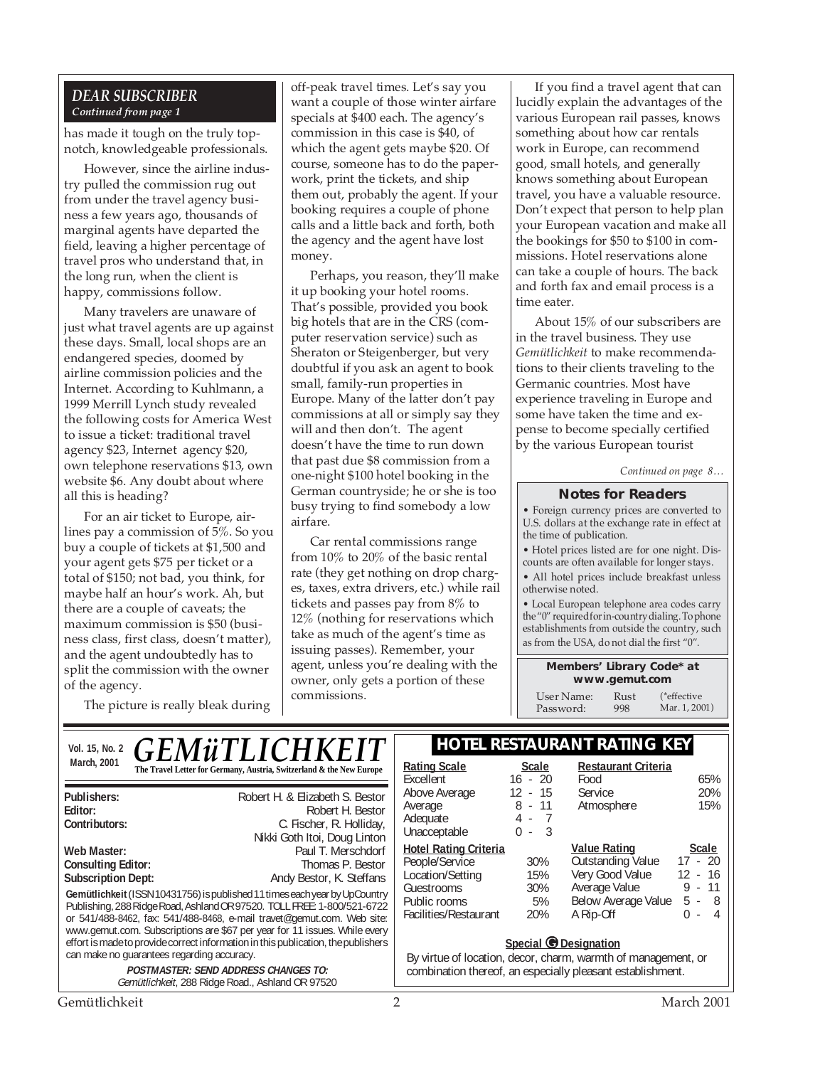## *DEAR SUBSCRIBER*

*Continued from page 1*

has made it tough on the truly top-notch, knowledgeable professionals.

However, since the airline industry pulled the commission rug out from under the travel agency business a few years ago, thousands of marginal agents have departed the field, leaving a higher percentage of travel pros who understand that, in the long run, when the client is happy, commissions follow.

Many travelers are unaware of just what travel agents are up against these days. Small, local shops are an endangered species, doomed by airline commission policies and the Internet. According to Kuhlmann, a 1999 Merrill Lynch study revealed the following costs for America West to issue a ticket: traditional travel agency $23, Internet agency $20, own telephone reservations $13, own website $6. Any doubt about where all this is heading?

For an air ticket to Europe, airlines pay a commission of 5%. So you buy a couple of tickets at $1,500 and your agent gets $75 per ticket or a total of $150; not bad, you think, for maybe half an hour's work. Ah, but there are a couple of caveats; the maximum commission is $50 (business class, first class, doesn't matter), and the agent undoubtedly has to split the commission with the owner of the agency.

The picture is really bleak during off-peak travel times. Let's say you want a couple of those winter airfare specials at $400 each. The agency's commission in this case is $40, of which the agent gets maybe $20. Of course, someone has to do the paperwork, print the tickets, and ship them out, probably the agent. If your booking requires a couple of phone calls and a little back and forth, both the agency and the agent have lost money.

Perhaps, you reason, they'll make it up booking your hotel rooms. That's possible, provided you book big hotels that are in the CRS (computer reservation service) such as Sheraton or Steigenberger, but very doubtful if you ask an agent to book small, family-run properties in Europe. Many of the latter don't pay commissions at all or simply say they will and then don't. The agent doesn't have the time to run down that past due $8 commission from a one-night $100 hotel booking in the German countryside; he or she is too busy trying to find somebody a low airfare.

Car rental commissions range from 10% to 20% of the basic rental rate (they get nothing on drop charges, taxes, extra drivers, etc.) while rail tickets and passes pay from 8% to 12% (nothing for reservations which take as much of the agent's time as issuing passes). Remember, your agent, unless you're dealing with the owner, only gets a portion of these commissions.

If you find a travel agent that can lucidly explain the advantages of the various European rail passes, knows something about how car rentals work in Europe, can recommend good, small hotels, and generally knows something about European travel, you have a valuable resource. Don't expect that person to help plan your European vacation and make all the bookings for $50 to $100 in commissions. Hotel reservations alone can take a couple of hours. The back and forth fax and email process is a time eater.

About 15% of our subscribers are in the travel business. They use *Gemütlichkeit* to make recommendations to their clients traveling to the Germanic countries. Most have experience traveling in Europe and some have taken the time and expense to become specially certified by the various European tourist

*Continued on page 8…*

### Notes for Readers

- Foreign currency prices are converted to U.S. dollars at the exchange rate in effect at the time of publication.
- Hotel prices listed are for one night. Discounts are often available for longer stays.
- All hotel prices include breakfast unless otherwise noted.
- Local European telephone area codes carry the "0" required for in-country dialing. To phone establishments from outside the country, such as from the USA, do not dial the first "0".

**Members' Library Code\* at www.gemut.com**

User Name: Rust
Password: 998
(\*effective Mar. 1, 2001)

---

Vol. 15, No. 2
March, 2001

# *GEMüTLICHKEIT*

**The Travel Letter for Germany, Austria, Switzerland & the New Europe**

| | |
|---|---|
| **Publishers:** | Robert H. & Elizabeth S. Bestor |
| **Editor:** | Robert H. Bestor |
| **Contributors:** | C. Fischer, R. Holliday, Nikki Goth Itoi, Doug Linton |
| **Web Master:** | Paul T. Merschdorf |
| **Consulting Editor:** | Thomas P. Bestor |
| **Subscription Dept:** | Andy Bestor, K. Steffans |

**Gemütlichkeit** (ISSN 10431756) is published 11 times each year by UpCountry Publishing, 288 Ridge Road, Ashland OR 97520. TOLL FREE: 1-800/521-6722 or 541/488-8462, fax: 541/488-8468, e-mail travet@gemut.com. Web site: www.gemut.com. Subscriptions are $67 per year for 11 issues. While every effort is made to provide correct information in this publication, the publishers can make no guarantees regarding accuracy.

***POSTMASTER: SEND ADDRESS CHANGES TO:***
*Gemütlichkeit*, 288 Ridge Road., Ashland OR 97520

## HOTEL RESTAURANT RATING KEY

| Rating Scale | Scale |
|---|---|
| Excellent | 16 - 20 |
| Above Average | 12 - 15 |
| Average | 8 - 11 |
| Adequate | 4 - 7 |
| Unacceptable | 0 - 3 |

| Restaurant Criteria | |
|---|---|
| Food | 65% |
| Service | 20% |
| Atmosphere | 15% |

| Hotel Rating Criteria | |
|---|---|
| People/Service | 30% |
| Location/Setting | 15% |
| Guestrooms | 30% |
| Public rooms | 5% |
| Facilities/Restaurant | 20% |

| Value Rating | Scale |
|---|---|
| Outstanding Value | 17 - 20 |
| Very Good Value | 12 - 16 |
| Average Value | 9 - 11 |
| Below Average Value | 5 - 8 |
| A Rip-Off | 0 - 4 |

**Special G Designation**

By virtue of location, decor, charm, warmth of management, or combination thereof, an especially pleasant establishment.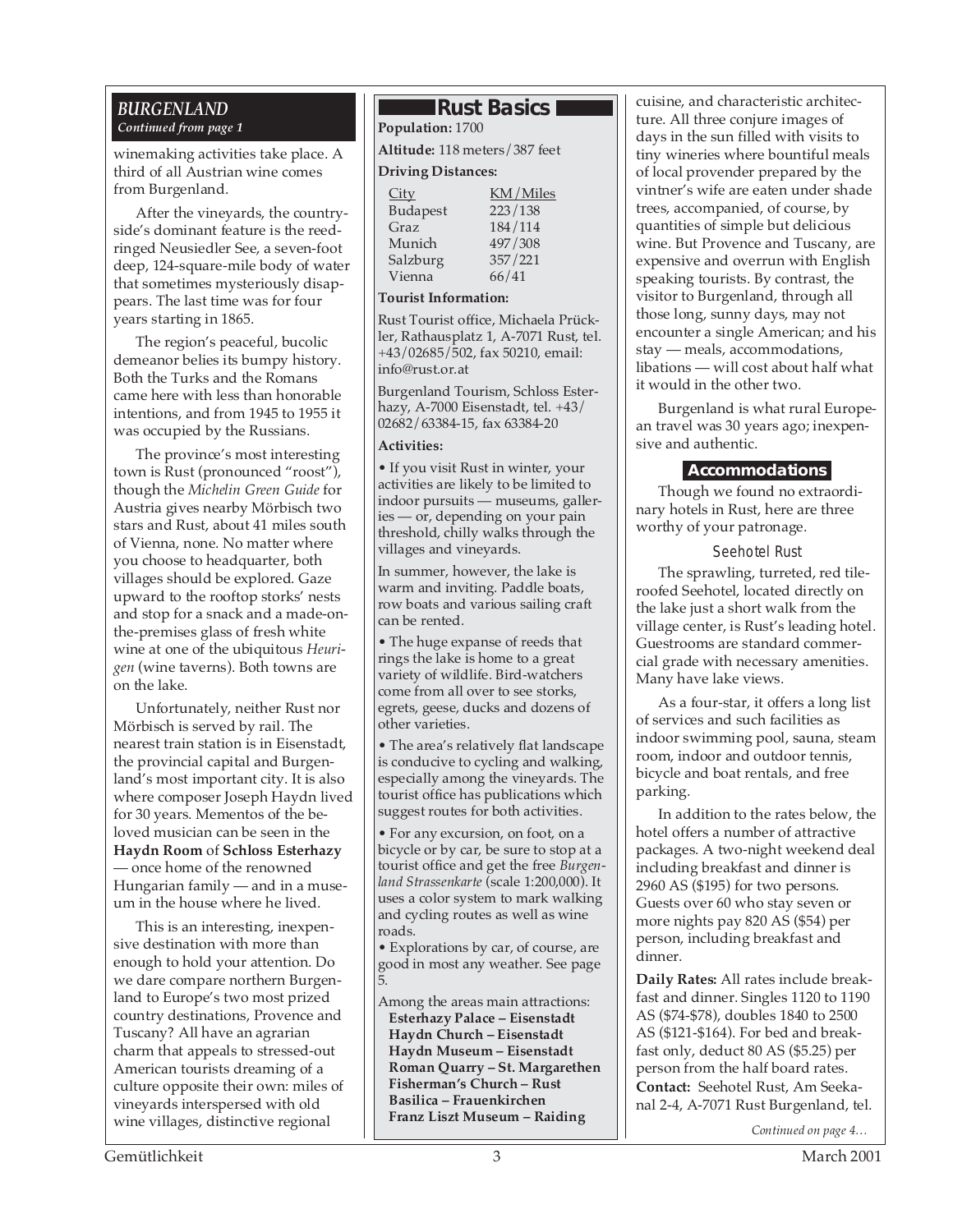## BURGENLAND

*Continued from page 1*

winemaking activities take place. A third of all Austrian wine comes from Burgenland.

After the vineyards, the countryside's dominant feature is the reed-ringed Neusiedler See, a seven-foot deep, 124-square-mile body of water that sometimes mysteriously disappears. The last time was for four years starting in 1865.

The region's peaceful, bucolic demeanor belies its bumpy history. Both the Turks and the Romans came here with less than honorable intentions, and from 1945 to 1955 it was occupied by the Russians.

The province's most interesting town is Rust (pronounced "roost"), though the *Michelin Green Guide* for Austria gives nearby Mörbisch two stars and Rust, about 41 miles south of Vienna, none. No matter where you choose to headquarter, both villages should be explored. Gaze upward to the rooftop storks' nests and stop for a snack and a made-on-the-premises glass of fresh white wine at one of the ubiquitous *Heurigen* (wine taverns). Both towns are on the lake.

Unfortunately, neither Rust nor Mörbisch is served by rail. The nearest train station is in Eisenstadt, the provincial capital and Burgenland's most important city. It is also where composer Joseph Haydn lived for 30 years. Mementos of the beloved musician can be seen in the **Haydn Room** of **Schloss Esterhazy** — once home of the renowned Hungarian family — and in a museum in the house where he lived.

This is an interesting, inexpensive destination with more than enough to hold your attention. Do we dare compare northern Burgenland to Europe's two most prized country destinations, Provence and Tuscany? All have an agrarian charm that appeals to stressed-out American tourists dreaming of a culture opposite their own: miles of vineyards interspersed with old wine villages, distinctive regional cuisine, and characteristic architecture. All three conjure images of days in the sun filled with visits to tiny wineries where bountiful meals of local provender prepared by the vintner's wife are eaten under shade trees, accompanied, of course, by quantities of simple but delicious wine. But Provence and Tuscany, are expensive and overrun with English speaking tourists. By contrast, the visitor to Burgenland, through all those long, sunny days, may not encounter a single American; and his stay — meals, accommodations, libations — will cost about half what it would in the other two.

Burgenland is what rural European travel was 30 years ago; inexpensive and authentic.

### Rust Basics

**Population:** 1700

**Altitude:** 118 meters/387 feet

**Driving Distances:**

| City | KM/Miles |
|---|---|
| Budapest | 223/138 |
| Graz | 184/114 |
| Munich | 497/308 |
| Salzburg | 357/221 |
| Vienna | 66/41 |

**Tourist Information:**

Rust Tourist office, Michaela Prückler, Rathausplatz 1, A-7071 Rust, tel. +43/02685/502, fax 50210, email: info@rust.or.at

Burgenland Tourism, Schloss Esterhazy, A-7000 Eisenstadt, tel. +43/02682/63384-15, fax 63384-20

**Activities:**

• If you visit Rust in winter, your activities are likely to be limited to indoor pursuits — museums, galleries — or, depending on your pain threshold, chilly walks through the villages and vineyards.

In summer, however, the lake is warm and inviting. Paddle boats, row boats and various sailing craft can be rented.

• The huge expanse of reeds that rings the lake is home to a great variety of wildlife. Bird-watchers come from all over to see storks, egrets, geese, ducks and dozens of other varieties.

• The area's relatively flat landscape is conducive to cycling and walking, especially among the vineyards. The tourist office has publications which suggest routes for both activities.

• For any excursion, on foot, on a bicycle or by car, be sure to stop at a tourist office and get the free *Burgenland Strassenkarte* (scale 1:200,000). It uses a color system to mark walking and cycling routes as well as wine roads.

• Explorations by car, of course, are good in most any weather. See page 5.

Among the areas main attractions:
**Esterhazy Palace – Eisenstadt**
**Haydn Church – Eisenstadt**
**Haydn Museum – Eisenstadt**
**Roman Quarry – St. Margarethen**
**Fisherman's Church – Rust**
**Basilica – Frauenkirchen**
**Franz Liszt Museum – Raiding**

### Accommodations

Though we found no extraordinary hotels in Rust, here are three worthy of your patronage.

#### Seehotel Rust

The sprawling, turreted, red tile-roofed Seehotel, located directly on the lake just a short walk from the village center, is Rust's leading hotel. Guestrooms are standard commercial grade with necessary amenities. Many have lake views.

As a four-star, it offers a long list of services and such facilities as indoor swimming pool, sauna, steam room, indoor and outdoor tennis, bicycle and boat rentals, and free parking.

In addition to the rates below, the hotel offers a number of attractive packages. A two-night weekend deal including breakfast and dinner is 2960 AS ($195) for two persons. Guests over 60 who stay seven or more nights pay 820 AS ($54) per person, including breakfast and dinner.

**Daily Rates:** All rates include breakfast and dinner. Singles 1120 to 1190 AS ($74-$78), doubles 1840 to 2500 AS ($121-$164). For bed and breakfast only, deduct 80 AS ($5.25) per person from the half board rates.
**Contact:** Seehotel Rust, Am Seekanal 2-4, A-7071 Rust Burgenland, tel.

*Continued on page 4…*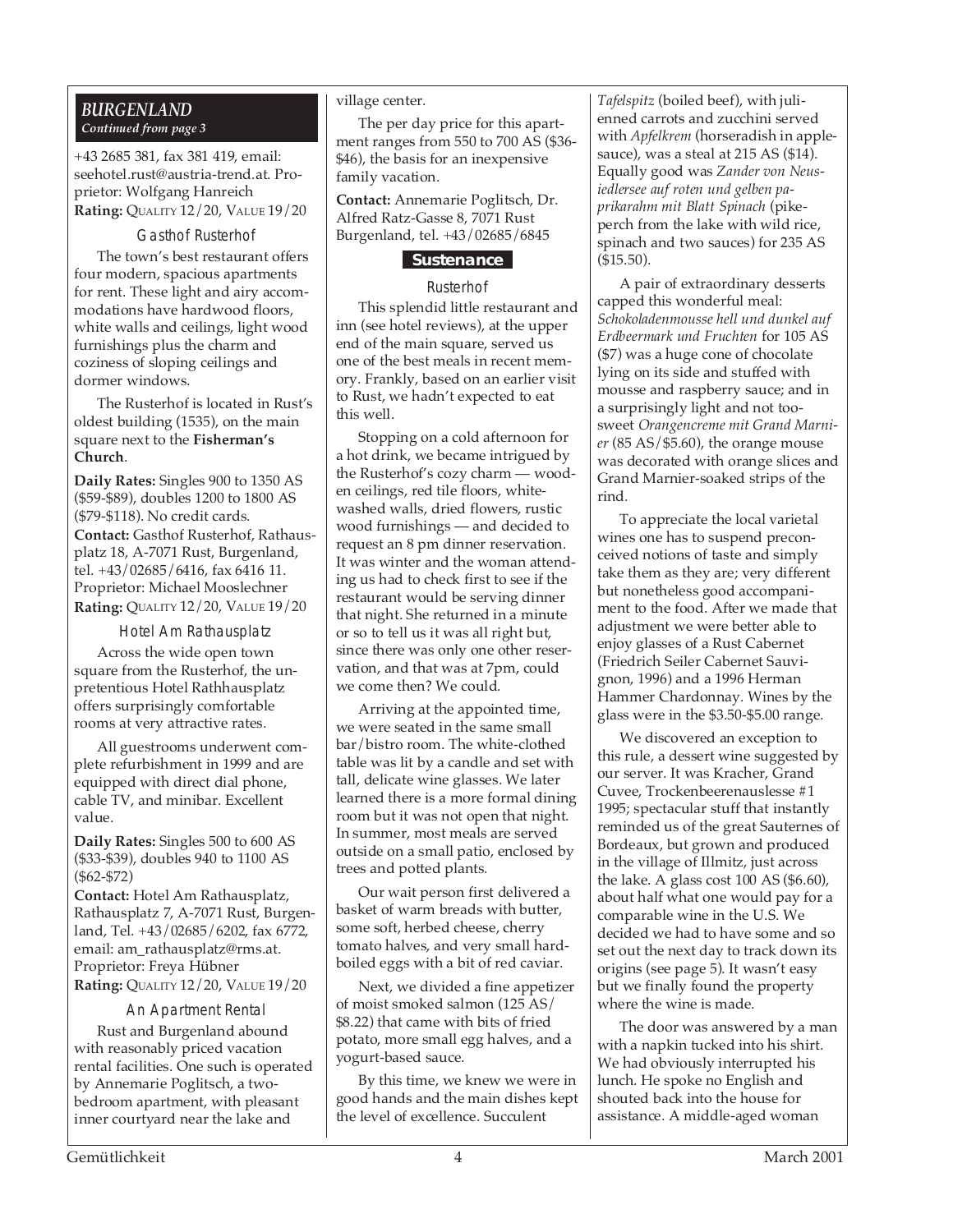## *BURGENLAND*

***Continued from page 3***

+43 2685 381, fax 381 419, email: seehotel.rust@austria-trend.at. Proprietor: Wolfgang Hanreich
**Rating:** QUALITY 12/20, VALUE 19/20

### Gasthof Rusterhof

The town's best restaurant offers four modern, spacious apartments for rent. These light and airy accommodations have hardwood floors, white walls and ceilings, light wood furnishings plus the charm and coziness of sloping ceilings and dormer windows.

The Rusterhof is located in Rust's oldest building (1535), on the main square next to the **Fisherman's Church**.

**Daily Rates:** Singles 900 to 1350 AS ($59-$89), doubles 1200 to 1800 AS ($79-$118). No credit cards.
**Contact:** Gasthof Rusterhof, Rathausplatz 18, A-7071 Rust, Burgenland, tel. +43/02685/6416, fax 6416 11. Proprietor: Michael Mooslechner
**Rating:** QUALITY 12/20, VALUE 19/20

### Hotel Am Rathausplatz

Across the wide open town square from the Rusterhof, the unpretentious Hotel Rathhausplatz offers surprisingly comfortable rooms at very attractive rates.

All guestrooms underwent complete refurbishment in 1999 and are equipped with direct dial phone, cable TV, and minibar. Excellent value.

**Daily Rates:** Singles 500 to 600 AS ($33-$39), doubles 940 to 1100 AS ($62-$72)
**Contact:** Hotel Am Rathausplatz, Rathausplatz 7, A-7071 Rust, Burgenland, Tel. +43/02685/6202, fax 6772, email: am_rathausplatz@rms.at. Proprietor: Freya Hübner
**Rating:** QUALITY 12/20, VALUE 19/20

### An Apartment Rental

Rust and Burgenland abound with reasonably priced vacation rental facilities. One such is operated by Annemarie Poglitsch, a two-bedroom apartment, with pleasant inner courtyard near the lake and village center.

The per day price for this apartment ranges from 550 to 700 AS ($36-$46), the basis for an inexpensive family vacation.

**Contact:** Annemarie Poglitsch, Dr. Alfred Ratz-Gasse 8, 7071 Rust Burgenland, tel. +43/02685/6845

## Sustenance

### Rusterhof

This splendid little restaurant and inn (see hotel reviews), at the upper end of the main square, served us one of the best meals in recent memory. Frankly, based on an earlier visit to Rust, we hadn't expected to eat this well.

Stopping on a cold afternoon for a hot drink, we became intrigued by the Rusterhof's cozy charm — wooden ceilings, red tile floors, whitewashed walls, dried flowers, rustic wood furnishings — and decided to request an 8 pm dinner reservation. It was winter and the woman attending us had to check first to see if the restaurant would be serving dinner that night. She returned in a minute or so to tell us it was all right but, since there was only one other reservation, and that was at 7pm, could we come then? We could.

Arriving at the appointed time, we were seated in the same small bar/bistro room. The white-clothed table was lit by a candle and set with tall, delicate wine glasses. We later learned there is a more formal dining room but it was not open that night. In summer, most meals are served outside on a small patio, enclosed by trees and potted plants.

Our wait person first delivered a basket of warm breads with butter, some soft, herbed cheese, cherry tomato halves, and very small hard-boiled eggs with a bit of red caviar.

Next, we divided a fine appetizer of moist smoked salmon (125 AS/ $8.22) that came with bits of fried potato, more small egg halves, and a yogurt-based sauce.

By this time, we knew we were in good hands and the main dishes kept the level of excellence. Succulent *Tafelspitz* (boiled beef), with julienned carrots and zucchini served with *Apfelkrem* (horseradish in applesauce), was a steal at 215 AS ($14). Equally good was *Zander von Neusiedlersee auf roten und gelben paprikarahm mit Blatt Spinach* (pikeperch from the lake with wild rice, spinach and two sauces) for 235 AS ($15.50).

A pair of extraordinary desserts capped this wonderful meal: *Schokoladenmousse hell und dunkel auf Erdbeermark und Fruchten* for 105 AS ($7) was a huge cone of chocolate lying on its side and stuffed with mousse and raspberry sauce; and in a surprisingly light and not too-sweet *Orangencreme mit Grand Marnier* (85 AS/$5.60), the orange mouse was decorated with orange slices and Grand Marnier-soaked strips of the rind.

To appreciate the local varietal wines one has to suspend preconceived notions of taste and simply take them as they are; very different but nonetheless good accompaniment to the food. After we made that adjustment we were better able to enjoy glasses of a Rust Cabernet (Friedrich Seiler Cabernet Sauvignon, 1996) and a 1996 Herman Hammer Chardonnay. Wines by the glass were in the $3.50-$5.00 range.

We discovered an exception to this rule, a dessert wine suggested by our server. It was Kracher, Grand Cuvee, Trockenbeerenauslesse #1 1995; spectacular stuff that instantly reminded us of the great Sauternes of Bordeaux, but grown and produced in the village of Illmitz, just across the lake. A glass cost 100 AS ($6.60), about half what one would pay for a comparable wine in the U.S. We decided we had to have some and so set out the next day to track down its origins (see page 5). It wasn't easy but we finally found the property where the wine is made.

The door was answered by a man with a napkin tucked into his shirt. We had obviously interrupted his lunch. He spoke no English and shouted back into the house for assistance. A middle-aged woman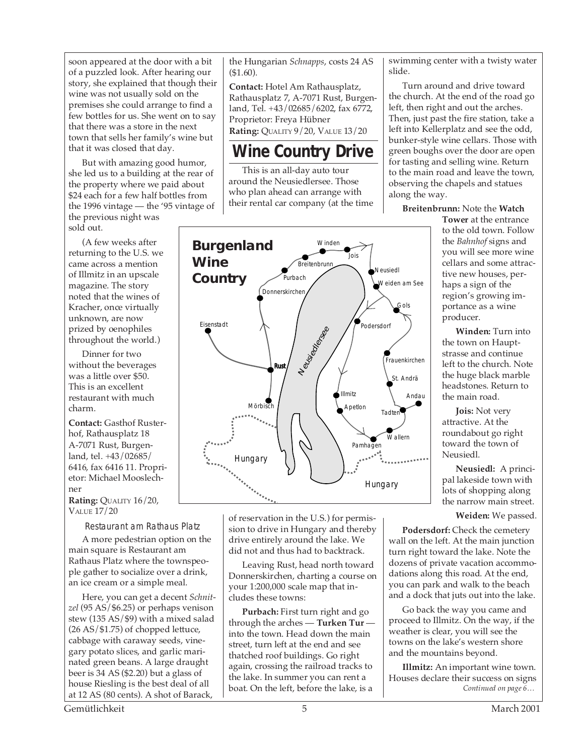soon appeared at the door with a bit of a puzzled look. After hearing our story, she explained that though their wine was not usually sold on the premises she could arrange to find a few bottles for us. She went on to say that there was a store in the next town that sells her family's wine but that it was closed that day.

But with amazing good humor, she led us to a building at the rear of the property where we paid about $24 each for a few half bottles from the 1996 vintage — the '95 vintage of the previous night was sold out.

(A few weeks after returning to the U.S. we came across a mention of Illmitz in an upscale magazine. The story noted that the wines of Kracher, once virtually unknown, are now prized by oenophiles throughout the world.)

Dinner for two without the beverages was a little over $50. This is an excellent restaurant with much charm.

**Contact:** Gasthof Rusterhof, Rathausplatz 18 A-7071 Rust, Burgenland, tel. +43/02685/6416, fax 6416 11. Proprietor: Michael Mooslechner
**Rating:** QUALITY 16/20, VALUE 17/20

### Restaurant am Rathaus Platz

A more pedestrian option on the main square is Restaurant am Rathaus Platz where the townspeople gather to socialize over a drink, an ice cream or a simple meal.

Here, you can get a decent *Schnitzel* (95 AS/$6.25) or perhaps venison stew (135 AS/$9) with a mixed salad (26 AS/$1.75) of chopped lettuce, cabbage with caraway seeds, vinegary potato slices, and garlic marinated green beans. A large draught beer is 34 AS ($2.20) but a glass of house Riesling is the best deal of all at 12 AS (80 cents). A shot of Barack, the Hungarian *Schnapps*, costs 24 AS ($1.60).

**Contact:** Hotel Am Rathausplatz, Rathausplatz 7, A-7071 Rust, Burgenland, Tel. +43/02685/6202, fax 6772, Proprietor: Freya Hübner
**Rating:** QUALITY 9/20, VALUE 13/20

## Wine Country Drive

This is an all-day auto tour around the Neusiedlersee. Those who plan ahead can arrange with their rental car company (at the time of reservation in the U.S.) for permission to drive in Hungary and thereby drive entirely around the lake. We did not and thus had to backtrack.

**Burgenland Wine Country**

Winden, Jois, Breitenbrunn, Neusiedl, Purbach, Weiden am See, Donnerskirchen, Gols, Eisenstadt, Podersdorf, Neusiedlersee, Frauenkirchen, Rust, St. Andrä, Illmitz, Andau, Mörbisch, Apetlon, Tadten, Wallern, Pamhagen, Hungary, Hungary

Leaving Rust, head north toward Donnerskirchen, charting a course on your 1:200,000 scale map that includes these towns:

**Purbach:** First turn right and go through the arches — **Turken Tur** — into the town. Head down the main street, turn left at the end and see thatched roof buildings. Go right again, crossing the railroad tracks to the lake. In summer you can rent a boat. On the left, before the lake, is a swimming center with a twisty water slide.

Turn around and drive toward the church. At the end of the road go left, then right and out the arches. Then, just past the fire station, take a left into Kellerplatz and see the odd, bunker-style wine cellars. Those with green boughs over the door are open for tasting and selling wine. Return to the main road and leave the town, observing the chapels and statues along the way.

**Breitenbrunn:** Note the **Watch Tower** at the entrance to the old town. Follow the *Bahnhof* signs and you will see more wine cellars and some attractive new houses, perhaps a sign of the region's growing importance as a wine producer.

**Winden:** Turn into the town on Hauptstrasse and continue left to the church. Note the huge black marble headstones. Return to the main road.

**Jois:** Not very attractive. At the roundabout go right toward the town of Neusiedl.

**Neusiedl:** A principal lakeside town with lots of shopping along the narrow main street.

**Weiden:** We passed.

**Podersdorf:** Check the cemetery wall on the left. At the main junction turn right toward the lake. Note the dozens of private vacation accommodations along this road. At the end, you can park and walk to the beach and a dock that juts out into the lake.

Go back the way you came and proceed to Illmitz. On the way, if the weather is clear, you will see the towns on the lake's western shore and the mountains beyond.

**Illmitz:** An important wine town. Houses declare their success on signs

*Continued on page 6…*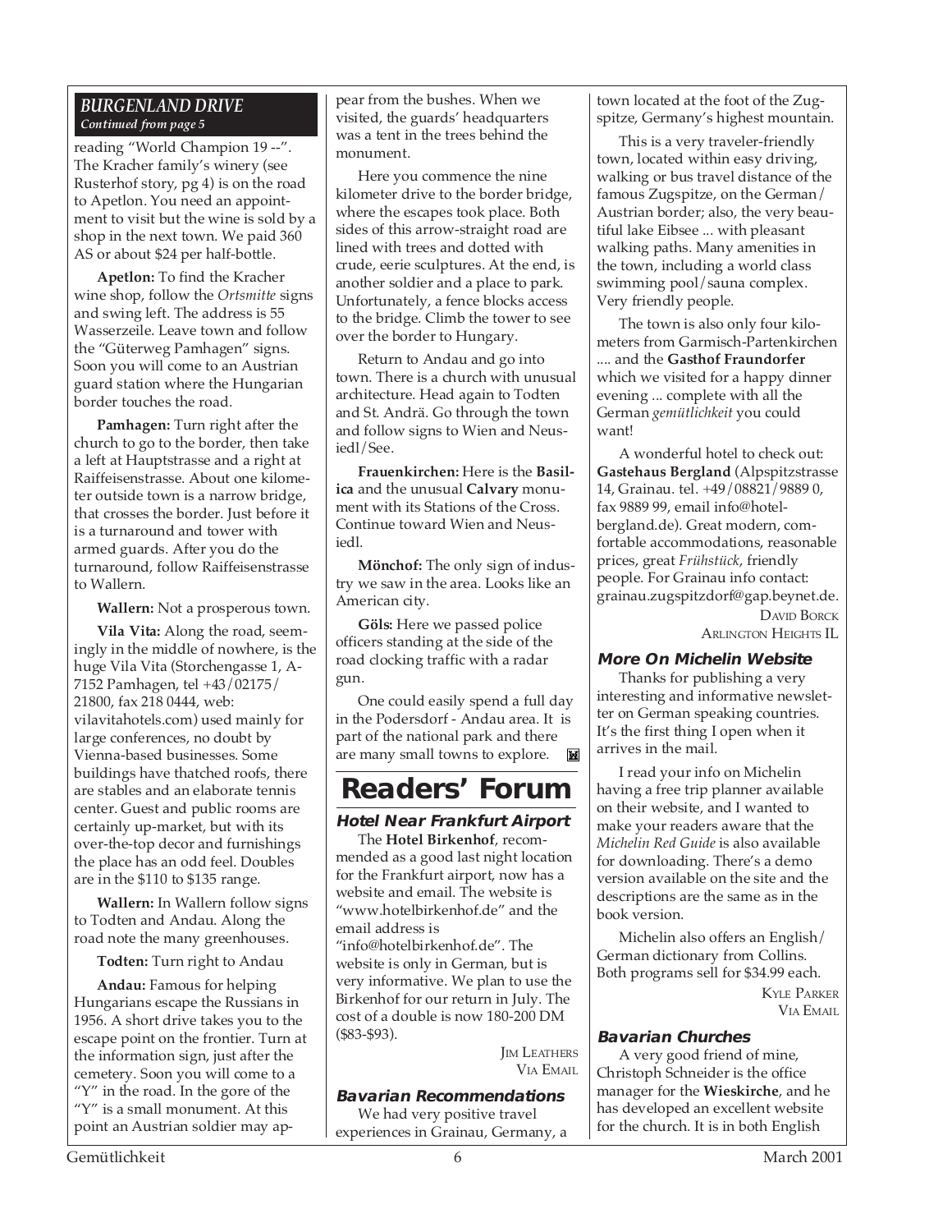## BURGENLAND DRIVE

*Continued from page 5*

reading "World Champion 19 --". The Kracher family's winery (see Rusterhof story, pg 4) is on the road to Apetlon. You need an appointment to visit but the wine is sold by a shop in the next town. We paid 360 AS or about $24 per half-bottle.

**Apetlon:** To find the Kracher wine shop, follow the *Ortsmitte* signs and swing left. The address is 55 Wasserzeile. Leave town and follow the "Güterweg Pamhagen" signs. Soon you will come to an Austrian guard station where the Hungarian border touches the road.

**Pamhagen:** Turn right after the church to go to the border, then take a left at Hauptstrasse and a right at Raiffeisenstrasse. About one kilometer outside town is a narrow bridge, that crosses the border. Just before it is a turnaround and tower with armed guards. After you do the turnaround, follow Raiffeisenstrasse to Wallern.

**Wallern:** Not a prosperous town.

**Vila Vita:** Along the road, seemingly in the middle of nowhere, is the huge Vila Vita (Storchengasse 1, A-7152 Pamhagen, tel +43/02175/21800, fax 218 0444, web: vilavitahotels.com) used mainly for large conferences, no doubt by Vienna-based businesses. Some buildings have thatched roofs, there are stables and an elaborate tennis center. Guest and public rooms are certainly up-market, but with its over-the-top decor and furnishings the place has an odd feel. Doubles are in the $110 to $135 range.

**Wallern:** In Wallern follow signs to Todten and Andau. Along the road note the many greenhouses.

**Todten:** Turn right to Andau

**Andau:** Famous for helping Hungarians escape the Russians in 1956. A short drive takes you to the escape point on the frontier. Turn at the information sign, just after the cemetery. Soon you will come to a "Y" in the road. In the gore of the "Y" is a small monument. At this point an Austrian soldier may appear from the bushes. When we visited, the guards' headquarters was a tent in the trees behind the monument.

Here you commence the nine kilometer drive to the border bridge, where the escapes took place. Both sides of this arrow-straight road are lined with trees and dotted with crude, eerie sculptures. At the end, is another soldier and a place to park. Unfortunately, a fence blocks access to the bridge. Climb the tower to see over the border to Hungary.

Return to Andau and go into town. There is a church with unusual architecture. Head again to Todten and St. Andrä. Go through the town and follow signs to Wien and Neusiedl/See.

**Frauenkirchen:** Here is the **Basilica** and the unusual **Calvary** monument with its Stations of the Cross. Continue toward Wien and Neusiedl.

**Mönchof:** The only sign of industry we saw in the area. Looks like an American city.

**Göls:** Here we passed police officers standing at the side of the road clocking traffic with a radar gun.

One could easily spend a full day in the Podersdorf - Andau area. It is part of the national park and there are many small towns to explore.

# Readers' Forum

### Hotel Near Frankfurt Airport

The **Hotel Birkenhof**, recommended as a good last night location for the Frankfurt airport, now has a website and email. The website is "www.hotelbirkenhof.de" and the email address is "info@hotelbirkenhof.de". The website is only in German, but is very informative. We plan to use the Birkenhof for our return in July. The cost of a double is now 180-200 DM ($83-$93).

JIM LEATHERS
VIA EMAIL

### Bavarian Recommendations

We had very positive travel experiences in Grainau, Germany, a town located at the foot of the Zugspitze, Germany's highest mountain.

This is a very traveler-friendly town, located within easy driving, walking or bus travel distance of the famous Zugspitze, on the German/Austrian border; also, the very beautiful lake Eibsee ... with pleasant walking paths. Many amenities in the town, including a world class swimming pool/sauna complex. Very friendly people.

The town is also only four kilometers from Garmisch-Partenkirchen .... and the **Gasthof Fraundorfer** which we visited for a happy dinner evening ... complete with all the German *gemütlichkeit* you could want!

A wonderful hotel to check out: **Gastehaus Bergland** (Alpspitzstrasse 14, Grainau. tel. +49/08821/9889 0, fax 9889 99, email info@hotel-bergland.de). Great modern, comfortable accommodations, reasonable prices, great *Frühstück*, friendly people. For Grainau info contact: grainau.zugspitzdorf@gap.beynet.de.

DAVID BORCK
ARLINGTON HEIGHTS IL

### More On Michelin Website

Thanks for publishing a very interesting and informative newsletter on German speaking countries. It's the first thing I open when it arrives in the mail.

I read your info on Michelin having a free trip planner available on their website, and I wanted to make your readers aware that the *Michelin Red Guide* is also available for downloading. There's a demo version available on the site and the descriptions are the same as in the book version.

Michelin also offers an English/German dictionary from Collins. Both programs sell for $34.99 each.

KYLE PARKER
VIA EMAIL

### Bavarian Churches

A very good friend of mine, Christoph Schneider is the office manager for the **Wieskirche**, and he has developed an excellent website for the church. It is in both English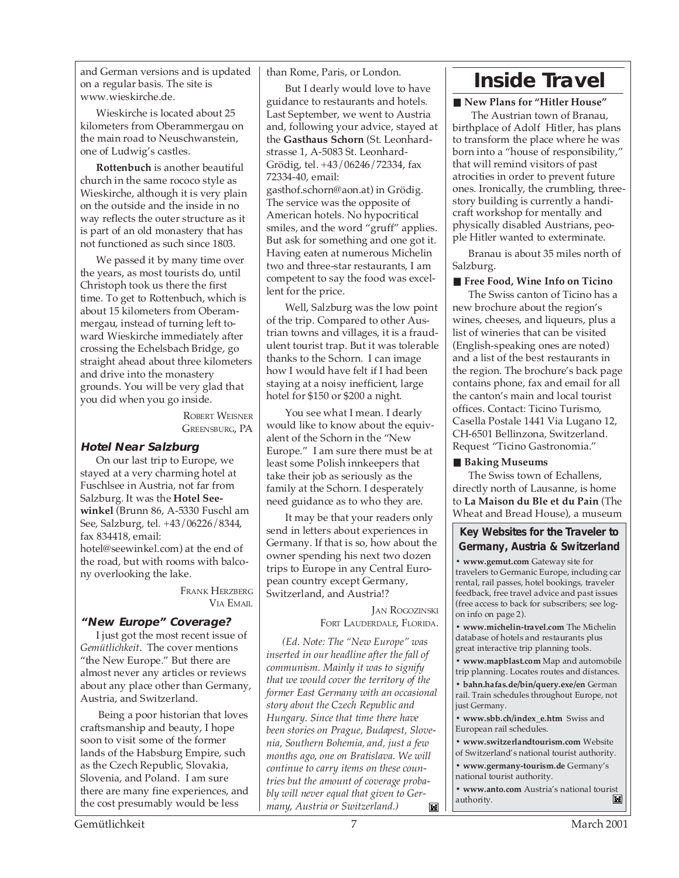and German versions and is updated on a regular basis. The site is www.wieskirche.de.

Wieskirche is located about 25 kilometers from Oberammergau on the main road to Neuschwanstein, one of Ludwig's castles.

**Rottenbuch** is another beautiful church in the same rococo style as Wieskirche, although it is very plain on the outside and the inside in no way reflects the outer structure as it is part of an old monastery that has not functioned as such since 1803.

We passed it by many time over the years, as most tourists do, until Christoph took us there the first time. To get to Rottenbuch, which is about 15 kilometers from Oberammergau, instead of turning left toward Wieskirche immediately after crossing the Echelsbach Bridge, go straight ahead about three kilometers and drive into the monastery grounds. You will be very glad that you did when you go inside.

ROBERT WEISNER
GREENSBURG, PA

### Hotel Near Salzburg

On our last trip to Europe, we stayed at a very charming hotel at Fuschlsee in Austria, not far from Salzburg. It was the **Hotel Seewinkel** (Brunn 86, A-5330 Fuschl am See, Salzburg, tel. +43/06226/8344, fax 834418, email: hotel@seewinkel.com) at the end of the road, but with rooms with balcony overlooking the lake.

FRANK HERZBERG
VIA EMAIL

### "New Europe" Coverage?

I just got the most recent issue of *Gemütlichkeit*. The cover mentions "the New Europe." But there are almost never any articles or reviews about any place other than Germany, Austria, and Switzerland.

Being a poor historian that loves craftsmanship and beauty, I hope soon to visit some of the former lands of the Habsburg Empire, such as the Czech Republic, Slovakia, Slovenia, and Poland. I am sure there are many fine experiences, and the cost presumably would be less than Rome, Paris, or London.

But I dearly would love to have guidance to restaurants and hotels. Last September, we went to Austria and, following your advice, stayed at the **Gasthaus Schorn** (St. Leonhardstrasse 1, A-5083 St. Leonhard-Grödig, tel. +43/06246/72334, fax 72334-40, email: gasthof.schorn@aon.at) in Grödig. The service was the opposite of American hotels. No hypocritical smiles, and the word "gruff" applies. But ask for something and one got it. Having eaten at numerous Michelin two and three-star restaurants, I am competent to say the food was excellent for the price.

Well, Salzburg was the low point of the trip. Compared to other Austrian towns and villages, it is a fraudulent tourist trap. But it was tolerable thanks to the Schorn. I can image how I would have felt if I had been staying at a noisy inefficient, large hotel for $150 or $200 a night.

You see what I mean. I dearly would like to know about the equivalent of the Schorn in the "New Europe." I am sure there must be at least some Polish innkeepers that take their job as seriously as the family at the Schorn. I desperately need guidance as to who they are.

It may be that your readers only send in letters about experiences in Germany. If that is so, how about the owner spending his next two dozen trips to Europe in any Central European country except Germany, Switzerland, and Austria!?

JAN ROGOZINSKI
FORT LAUDERDALE, FLORIDA.

*(Ed. Note: The "New Europe" was inserted in our headline after the fall of communism. Mainly it was to signify that we would cover the territory of the former East Germany with an occasional story about the Czech Republic and Hungary. Since that time there have been stories on Prague, Budapest, Slovenia, Southern Bohemia, and, just a few months ago, one on Bratislava. We will continue to carry items on these countries but the amount of coverage probably will never equal that given to Germany, Austria or Switzerland.)*

# Inside Travel

**■ New Plans for "Hitler House"**

The Austrian town of Branau, birthplace of Adolf Hitler, has plans to transform the place where he was born into a "house of responsibility," that will remind visitors of past atrocities in order to prevent future ones. Ironically, the crumbling, three-story building is currently a handicraft workshop for mentally and physically disabled Austrians, people Hitler wanted to exterminate.

Branau is about 35 miles north of Salzburg.

**■ Free Food, Wine Info on Ticino**

The Swiss canton of Ticino has a new brochure about the region's wines, cheeses, and liqueurs, plus a list of wineries that can be visited (English-speaking ones are noted) and a list of the best restaurants in the region. The brochure's back page contains phone, fax and email for all the canton's main and local tourist offices. Contact: Ticino Turismo, Casella Postale 1441 Via Lugano 12, CH-6501 Bellinzona, Switzerland. Request "Ticino Gastronomia."

**■ Baking Museums**

The Swiss town of Echallens, directly north of Lausanne, is home to **La Maison du Ble et du Pain** (The Wheat and Bread House), a museum

**Key Websites for the Traveler to Germany, Austria & Switzerland**

- **www.gemut.com** Gateway site for travelers to Germanic Europe, including car rental, rail passes, hotel bookings, traveler feedback, free travel advice and past issues (free access to back for subscribers; see log-on info on page 2).
- **www.michelin-travel.com** The Michelin database of hotels and restaurants plus great interactive trip planning tools.
- **www.mapblast.com** Map and automobile trip planning. Locates routes and distances.
- **bahn.hafas.de/bin/query.exe/en** German rail. Train schedules throughout Europe, not just Germany.
- **www.sbb.ch/index_e.htm** Swiss and European rail schedules.
- **www.switzerlandtourism.com** Website of Switzerland's national tourist authority.
- **www.germany-tourism.de** Germany's national tourist authority.
- **www.anto.com** Austria's national tourist authority.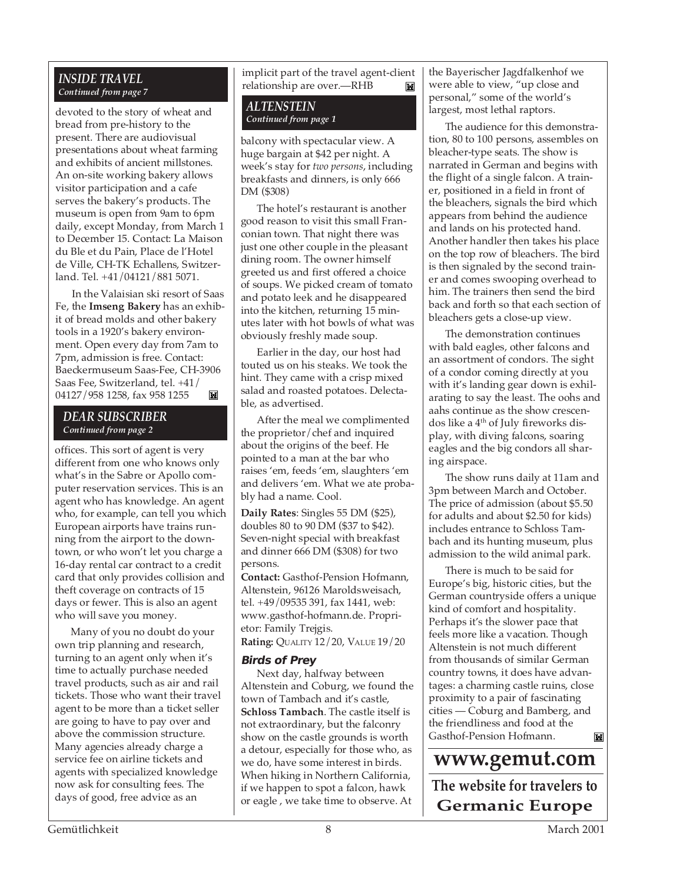### *INSIDE TRAVEL*
*Continued from page 7*

devoted to the story of wheat and bread from pre-history to the present. There are audiovisual presentations about wheat farming and exhibits of ancient millstones. An on-site working bakery allows visitor participation and a cafe serves the bakery's products. The museum is open from 9am to 6pm daily, except Monday, from March 1 to December 15. Contact: La Maison du Ble et du Pain, Place de l'Hotel de Ville, CH-TK Echallens, Switzerland. Tel. +41/04121/881 5071.

In the Valaisian ski resort of Saas Fe, the **Imseng Bakery** has an exhibit of bread molds and other bakery tools in a 1920's bakery environment. Open every day from 7am to 7pm, admission is free. Contact: Baeckermuseum Saas-Fee, CH-3906 Saas Fee, Switzerland, tel. +41/04127/958 1258, fax 958 1255

### *DEAR SUBSCRIBER*
*Continued from page 2*

offices. This sort of agent is very different from one who knows only what's in the Sabre or Apollo computer reservation services. This is an agent who has knowledge. An agent who, for example, can tell you which European airports have trains running from the airport to the downtown, or who won't let you charge a 16-day rental car contract to a credit card that only provides collision and theft coverage on contracts of 15 days or fewer. This is also an agent who will save you money.

Many of you no doubt do your own trip planning and research, turning to an agent only when it's time to actually purchase needed travel products, such as air and rail tickets. Those who want their travel agent to be more than a ticket seller are going to have to pay over and above the commission structure. Many agencies already charge a service fee on airline tickets and agents with specialized knowledge now ask for consulting fees. The days of good, free advice as an implicit part of the travel agent-client relationship are over.—RHB

### *ALTENSTEIN*
*Continued from page 1*

balcony with spectacular view. A huge bargain at $42 per night. A week's stay for *two persons*, including breakfasts and dinners, is only 666 DM ($308)

The hotel's restaurant is another good reason to visit this small Franconian town. That night there was just one other couple in the pleasant dining room. The owner himself greeted us and first offered a choice of soups. We picked cream of tomato and potato leek and he disappeared into the kitchen, returning 15 minutes later with hot bowls of what was obviously freshly made soup.

Earlier in the day, our host had touted us on his steaks. We took the hint. They came with a crisp mixed salad and roasted potatoes. Delectable, as advertised.

After the meal we complimented the proprietor/chef and inquired about the origins of the beef. He pointed to a man at the bar who raises 'em, feeds 'em, slaughters 'em and delivers 'em. What we ate probably had a name. Cool.

**Daily Rates**: Singles 55 DM ($25), doubles 80 to 90 DM ($37 to $42). Seven-night special with breakfast and dinner 666 DM ($308) for two persons.

**Contact:** Gasthof-Pension Hofmann, Altenstein, 96126 Maroldsweisach, tel. +49/09535 391, fax 1441, web: www.gasthof-hofmann.de. Proprietor: Family Trejgis.

**Rating:** QUALITY 12/20, VALUE 19/20

#### *Birds of Prey*

Next day, halfway between Altenstein and Coburg, we found the town of Tambach and it's castle, **Schloss Tambach**. The castle itself is not extraordinary, but the falconry show on the castle grounds is worth a detour, especially for those who, as we do, have some interest in birds. When hiking in Northern California, if we happen to spot a falcon, hawk or eagle , we take time to observe. At the Bayerischer Jagdfalkenhof we were able to view, "up close and personal," some of the world's largest, most lethal raptors.

The audience for this demonstration, 80 to 100 persons, assembles on bleacher-type seats. The show is narrated in German and begins with the flight of a single falcon. A trainer, positioned in a field in front of the bleachers, signals the bird which appears from behind the audience and lands on his protected hand. Another handler then takes his place on the top row of bleachers. The bird is then signaled by the second trainer and comes swooping overhead to him. The trainers then send the bird back and forth so that each section of bleachers gets a close-up view.

The demonstration continues with bald eagles, other falcons and an assortment of condors. The sight of a condor coming directly at you with it's landing gear down is exhilarating to say the least. The oohs and aahs continue as the show crescendos like a 4th of July fireworks display, with diving falcons, soaring eagles and the big condors all sharing airspace.

The show runs daily at 11am and 3pm between March and October. The price of admission (about $5.50 for adults and about $2.50 for kids) includes entrance to Schloss Tambach and its hunting museum, plus admission to the wild animal park.

There is much to be said for Europe's big, historic cities, but the German countryside offers a unique kind of comfort and hospitality. Perhaps it's the slower pace that feels more like a vacation. Though Altenstein is not much different from thousands of similar German country towns, it does have advantages: a charming castle ruins, close proximity to a pair of fascinating cities — Coburg and Bamberg, and the friendliness and food at the Gasthof-Pension Hofmann.

## www.gemut.com

**The website for travelers to Germanic Europe**